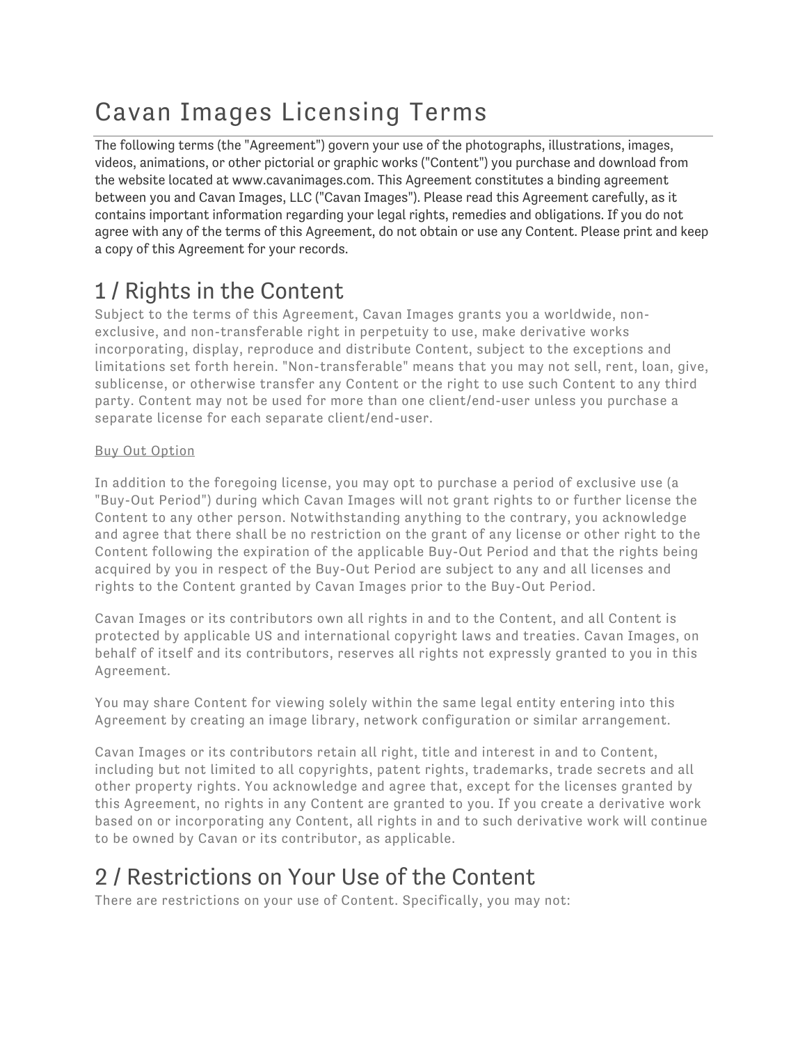# Cavan Images Licensing Terms

The following terms (the "Agreement") govern your use of the photographs, illustrations, images, videos, animations, or other pictorial or graphic works ("Content") you purchase and download from the website located at www.cavanimages.com. This Agreement constitutes a binding agreement between you and Cavan Images, LLC ("Cavan Images"). Please read this Agreement carefully, as it contains important information regarding your legal rights, remedies and obligations. If you do not agree with any of the terms of this Agreement, do not obtain or use any Content. Please print and keep a copy of this Agreement for your records.

## 1 / Rights in the Content

Subject to the terms of this Agreement, Cavan Images grants you a worldwide, non-exclusive, and non-transferable right in perpetuity to use, make derivative works incorporating, display, reproduce and distribute Content, subject to the exceptions and limitations set forth herein. "Non-transferable" means that you may not sell, rent, loan, give, sublicense, or otherwise transfer any Content or the right to use such Content to any third party. Content may not be used for more than one client/end-user unless you purchase a separate license for each separate client/end-user.

Buy Out Option

In addition to the foregoing license, you may opt to purchase a period of exclusive use (a "Buy-Out Period") during which Cavan Images will not grant rights to or further license the Content to any other person. Notwithstanding anything to the contrary, you acknowledge and agree that there shall be no restriction on the grant of any license or other right to the Content following the expiration of the applicable Buy-Out Period and that the rights being acquired by you in respect of the Buy-Out Period are subject to any and all licenses and rights to the Content granted by Cavan Images prior to the Buy-Out Period.

Cavan Images or its contributors own all rights in and to the Content, and all Content is protected by applicable US and international copyright laws and treaties. Cavan Images, on behalf of itself and its contributors, reserves all rights not expressly granted to you in this Agreement.

You may share Content for viewing solely within the same legal entity entering into this Agreement by creating an image library, network configuration or similar arrangement.

Cavan Images or its contributors retain all right, title and interest in and to Content, including but not limited to all copyrights, patent rights, trademarks, trade secrets and all other property rights. You acknowledge and agree that, except for the licenses granted by this Agreement, no rights in any Content are granted to you. If you create a derivative work based on or incorporating any Content, all rights in and to such derivative work will continue to be owned by Cavan or its contributor, as applicable.

## 2 / Restrictions on Your Use of the Content

There are restrictions on your use of Content. Specifically, you may not: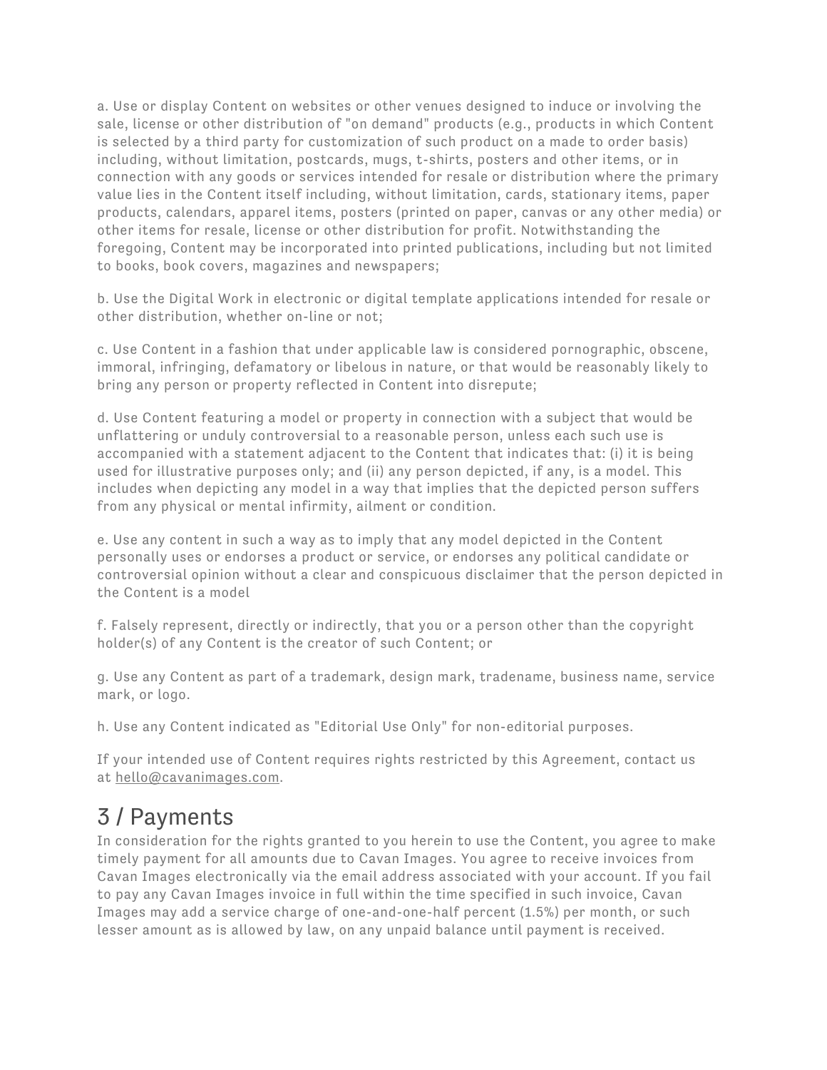a. Use or display Content on websites or other venues designed to induce or involving the sale, license or other distribution of "on demand" products (e.g., products in which Content is selected by a third party for customization of such product on a made to order basis) including, without limitation, postcards, mugs, t-shirts, posters and other items, or in connection with any goods or services intended for resale or distribution where the primary value lies in the Content itself including, without limitation, cards, stationary items, paper products, calendars, apparel items, posters (printed on paper, canvas or any other media) or other items for resale, license or other distribution for profit. Notwithstanding the foregoing, Content may be incorporated into printed publications, including but not limited to books, book covers, magazines and newspapers;

b. Use the Digital Work in electronic or digital template applications intended for resale or other distribution, whether on-line or not;

c. Use Content in a fashion that under applicable law is considered pornographic, obscene, immoral, infringing, defamatory or libelous in nature, or that would be reasonably likely to bring any person or property reflected in Content into disrepute;

d. Use Content featuring a model or property in connection with a subject that would be unflattering or unduly controversial to a reasonable person, unless each such use is accompanied with a statement adjacent to the Content that indicates that: (i) it is being used for illustrative purposes only; and (ii) any person depicted, if any, is a model. This includes when depicting any model in a way that implies that the depicted person suffers from any physical or mental infirmity, ailment or condition.

e. Use any content in such a way as to imply that any model depicted in the Content personally uses or endorses a product or service, or endorses any political candidate or controversial opinion without a clear and conspicuous disclaimer that the person depicted in the Content is a model

f. Falsely represent, directly or indirectly, that you or a person other than the copyright holder(s) of any Content is the creator of such Content; or

g. Use any Content as part of a trademark, design mark, tradename, business name, service mark, or logo.

h. Use any Content indicated as "Editorial Use Only" for non-editorial purposes.

If your intended use of Content requires rights restricted by this Agreement, contact us at hello@cavanimages.com.

## 3 / Payments

In consideration for the rights granted to you herein to use the Content, you agree to make timely payment for all amounts due to Cavan Images. You agree to receive invoices from Cavan Images electronically via the email address associated with your account. If you fail to pay any Cavan Images invoice in full within the time specified in such invoice, Cavan Images may add a service charge of one-and-one-half percent (1.5%) per month, or such lesser amount as is allowed by law, on any unpaid balance until payment is received.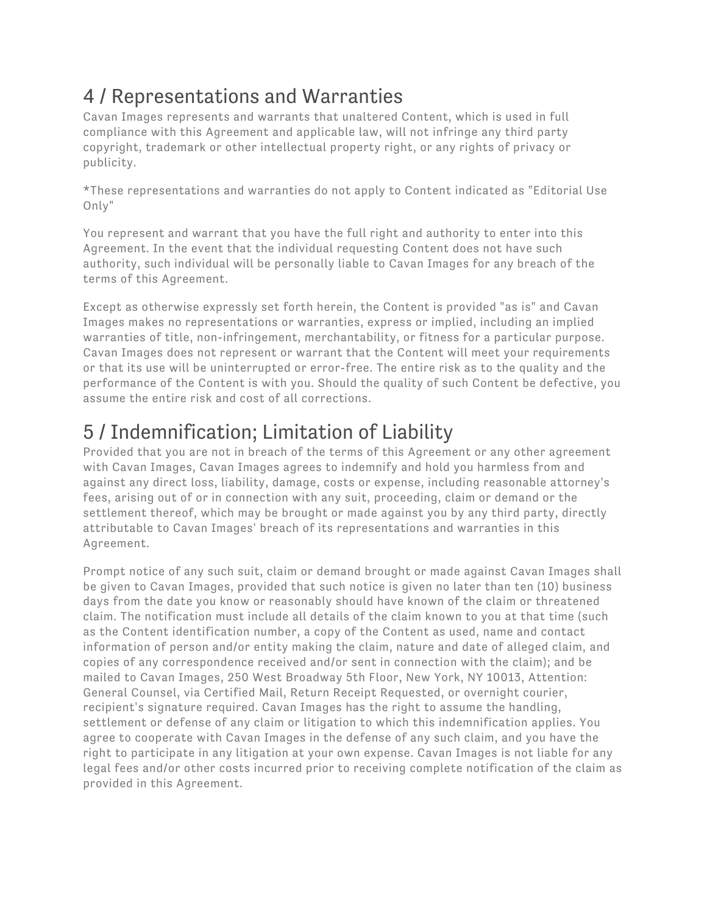## 4 / Representations and Warranties

Cavan Images represents and warrants that unaltered Content, which is used in full compliance with this Agreement and applicable law, will not infringe any third party copyright, trademark or other intellectual property right, or any rights of privacy or publicity.

*These representations and warranties do not apply to Content indicated as "Editorial Use Only"

You represent and warrant that you have the full right and authority to enter into this Agreement. In the event that the individual requesting Content does not have such authority, such individual will be personally liable to Cavan Images for any breach of the terms of this Agreement.

Except as otherwise expressly set forth herein, the Content is provided "as is" and Cavan Images makes no representations or warranties, express or implied, including an implied warranties of title, non-infringement, merchantability, or fitness for a particular purpose. Cavan Images does not represent or warrant that the Content will meet your requirements or that its use will be uninterrupted or error-free. The entire risk as to the quality and the performance of the Content is with you. Should the quality of such Content be defective, you assume the entire risk and cost of all corrections.

## 5 / Indemnification; Limitation of Liability

Provided that you are not in breach of the terms of this Agreement or any other agreement with Cavan Images, Cavan Images agrees to indemnify and hold you harmless from and against any direct loss, liability, damage, costs or expense, including reasonable attorney's fees, arising out of or in connection with any suit, proceeding, claim or demand or the settlement thereof, which may be brought or made against you by any third party, directly attributable to Cavan Images' breach of its representations and warranties in this Agreement.

Prompt notice of any such suit, claim or demand brought or made against Cavan Images shall be given to Cavan Images, provided that such notice is given no later than ten (10) business days from the date you know or reasonably should have known of the claim or threatened claim. The notification must include all details of the claim known to you at that time (such as the Content identification number, a copy of the Content as used, name and contact information of person and/or entity making the claim, nature and date of alleged claim, and copies of any correspondence received and/or sent in connection with the claim); and be mailed to Cavan Images, 250 West Broadway 5th Floor, New York, NY 10013, Attention: General Counsel, via Certified Mail, Return Receipt Requested, or overnight courier, recipient's signature required. Cavan Images has the right to assume the handling, settlement or defense of any claim or litigation to which this indemnification applies. You agree to cooperate with Cavan Images in the defense of any such claim, and you have the right to participate in any litigation at your own expense. Cavan Images is not liable for any legal fees and/or other costs incurred prior to receiving complete notification of the claim as provided in this Agreement.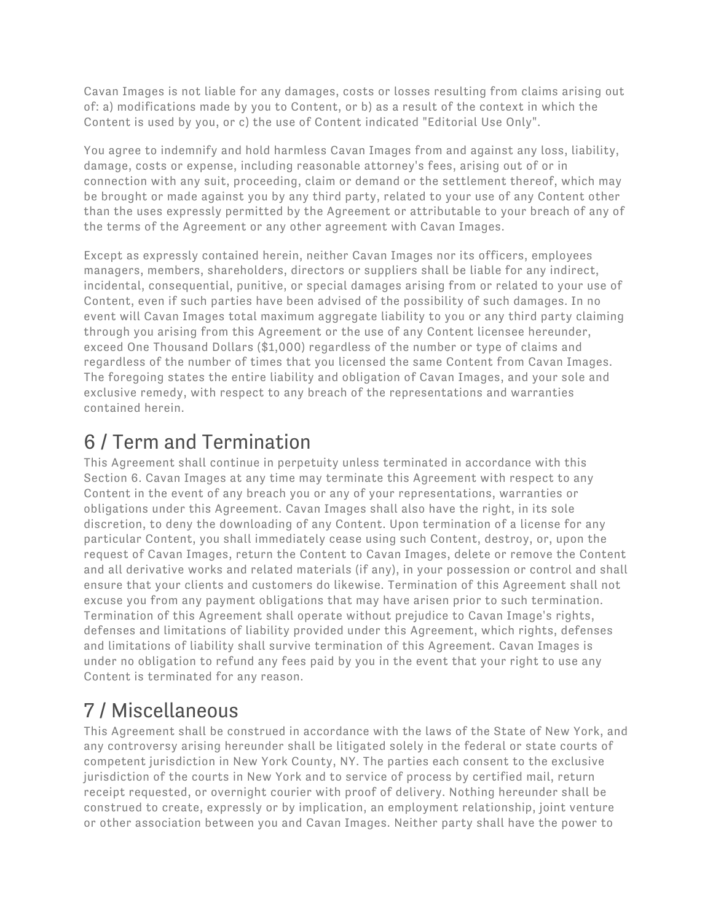Cavan Images is not liable for any damages, costs or losses resulting from claims arising out of: a) modifications made by you to Content, or b) as a result of the context in which the Content is used by you, or c) the use of Content indicated "Editorial Use Only".

You agree to indemnify and hold harmless Cavan Images from and against any loss, liability, damage, costs or expense, including reasonable attorney's fees, arising out of or in connection with any suit, proceeding, claim or demand or the settlement thereof, which may be brought or made against you by any third party, related to your use of any Content other than the uses expressly permitted by the Agreement or attributable to your breach of any of the terms of the Agreement or any other agreement with Cavan Images.

Except as expressly contained herein, neither Cavan Images nor its officers, employees managers, members, shareholders, directors or suppliers shall be liable for any indirect, incidental, consequential, punitive, or special damages arising from or related to your use of Content, even if such parties have been advised of the possibility of such damages. In no event will Cavan Images total maximum aggregate liability to you or any third party claiming through you arising from this Agreement or the use of any Content licensee hereunder, exceed One Thousand Dollars ($1,000) regardless of the number or type of claims and regardless of the number of times that you licensed the same Content from Cavan Images. The foregoing states the entire liability and obligation of Cavan Images, and your sole and exclusive remedy, with respect to any breach of the representations and warranties contained herein.

## 6 / Term and Termination

This Agreement shall continue in perpetuity unless terminated in accordance with this Section 6. Cavan Images at any time may terminate this Agreement with respect to any Content in the event of any breach you or any of your representations, warranties or obligations under this Agreement. Cavan Images shall also have the right, in its sole discretion, to deny the downloading of any Content. Upon termination of a license for any particular Content, you shall immediately cease using such Content, destroy, or, upon the request of Cavan Images, return the Content to Cavan Images, delete or remove the Content and all derivative works and related materials (if any), in your possession or control and shall ensure that your clients and customers do likewise. Termination of this Agreement shall not excuse you from any payment obligations that may have arisen prior to such termination. Termination of this Agreement shall operate without prejudice to Cavan Image's rights, defenses and limitations of liability provided under this Agreement, which rights, defenses and limitations of liability shall survive termination of this Agreement. Cavan Images is under no obligation to refund any fees paid by you in the event that your right to use any Content is terminated for any reason.

## 7 / Miscellaneous

This Agreement shall be construed in accordance with the laws of the State of New York, and any controversy arising hereunder shall be litigated solely in the federal or state courts of competent jurisdiction in New York County, NY. The parties each consent to the exclusive jurisdiction of the courts in New York and to service of process by certified mail, return receipt requested, or overnight courier with proof of delivery. Nothing hereunder shall be construed to create, expressly or by implication, an employment relationship, joint venture or other association between you and Cavan Images. Neither party shall have the power to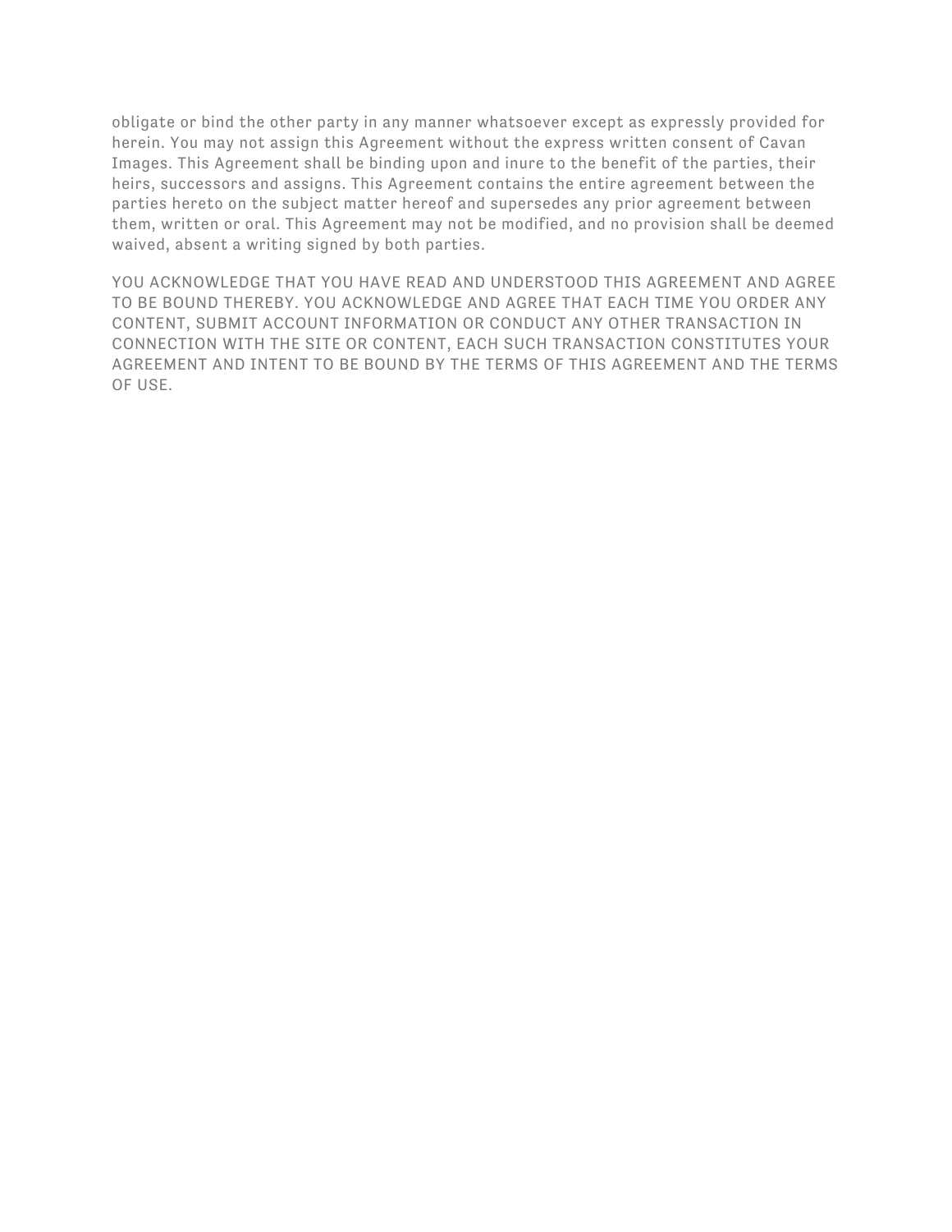obligate or bind the other party in any manner whatsoever except as expressly provided for herein. You may not assign this Agreement without the express written consent of Cavan Images. This Agreement shall be binding upon and inure to the benefit of the parties, their heirs, successors and assigns. This Agreement contains the entire agreement between the parties hereto on the subject matter hereof and supersedes any prior agreement between them, written or oral. This Agreement may not be modified, and no provision shall be deemed waived, absent a writing signed by both parties.

YOU ACKNOWLEDGE THAT YOU HAVE READ AND UNDERSTOOD THIS AGREEMENT AND AGREE TO BE BOUND THEREBY. YOU ACKNOWLEDGE AND AGREE THAT EACH TIME YOU ORDER ANY CONTENT, SUBMIT ACCOUNT INFORMATION OR CONDUCT ANY OTHER TRANSACTION IN CONNECTION WITH THE SITE OR CONTENT, EACH SUCH TRANSACTION CONSTITUTES YOUR AGREEMENT AND INTENT TO BE BOUND BY THE TERMS OF THIS AGREEMENT AND THE TERMS OF USE.